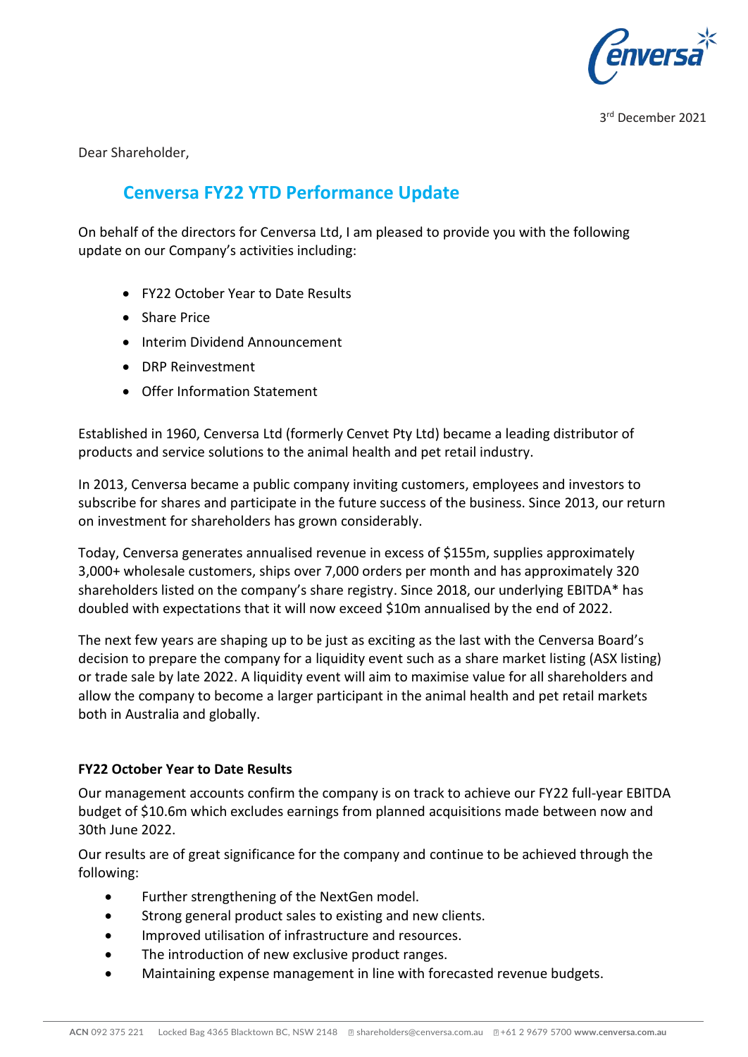3rd December 2021

Dear Shareholder,

## Cenversa FY22 YTD Performance Update

On behalf of the directors for Cenversa Ltd, I am pleased to provide you with the following update on our Company's activities including:

- FY22 October Year to Date Results
- Share Price
- Interim Dividend Announcement
- DRP Reinvestment
- Offer Information Statement

Established in 1960, Cenversa Ltd (formerly Cenvet Pty Ltd) became a leading distributor of products and service solutions to the animal health and pet retail industry.

In 2013, Cenversa became a public company inviting customers, employees and investors to subscribe for shares and participate in the future success of the business. Since 2013, our return on investment for shareholders has grown considerably.

Today, Cenversa generates annualised revenue in excess of $155m, supplies approximately 3,000+ wholesale customers, ships over 7,000 orders per month and has approximately 320 shareholders listed on the company's share registry. Since 2018, our underlying EBITDA* has doubled with expectations that it will now exceed $10m annualised by the end of 2022.

The next few years are shaping up to be just as exciting as the last with the Cenversa Board's decision to prepare the company for a liquidity event such as a share market listing (ASX listing) or trade sale by late 2022. A liquidity event will aim to maximise value for all shareholders and allow the company to become a larger participant in the animal health and pet retail markets both in Australia and globally.

**FY22 October Year to Date Results**

Our management accounts confirm the company is on track to achieve our FY22 full-year EBITDA budget of $10.6m which excludes earnings from planned acquisitions made between now and 30th June 2022.

Our results are of great significance for the company and continue to be achieved through the following:

- Further strengthening of the NextGen model.
- Strong general product sales to existing and new clients.
- Improved utilisation of infrastructure and resources.
- The introduction of new exclusive product ranges.
- Maintaining expense management in line with forecasted revenue budgets.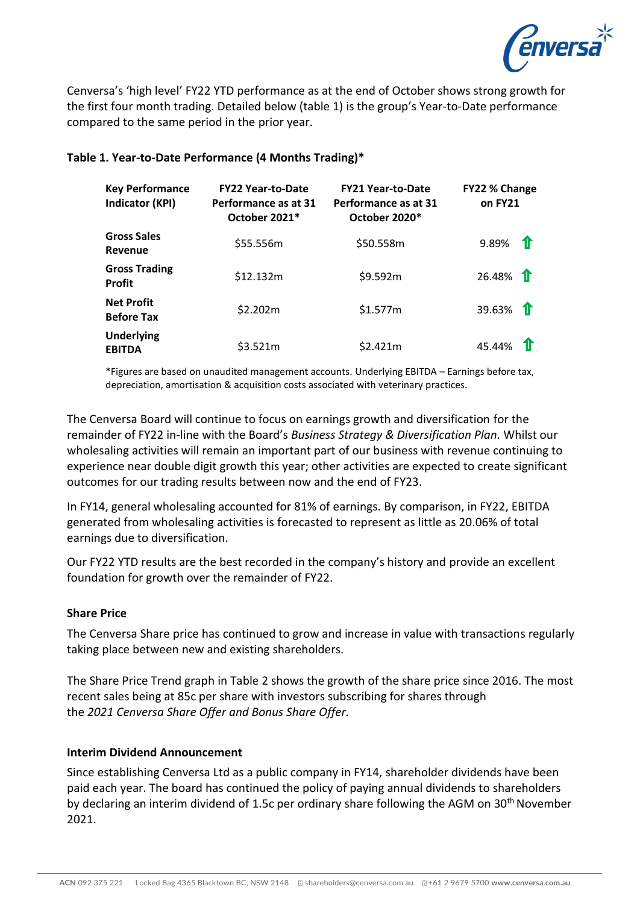Cenversa's 'high level' FY22 YTD performance as at the end of October shows strong growth for the first four month trading. Detailed below (table 1) is the group's Year-to-Date performance compared to the same period in the prior year.

**Table 1. Year-to-Date Performance (4 Months Trading)***

| Key Performance Indicator (KPI) | FY22 Year-to-Date Performance as at 31 October 2021* | FY21 Year-to-Date Performance as at 31 October 2020* | FY22 % Change on FY21 |
|---|---|---|---|
| **Gross Sales Revenue** | $55.556m | $50.558m | 9.89% ⇧ |
| **Gross Trading Profit** | $12.132m | $9.592m | 26.48% ⇧ |
| **Net Profit Before Tax** | $2.202m | $1.577m | 39.63% ⇧ |
| **Underlying EBITDA** | $3.521m | $2.421m | 45.44% ⇧ |

*Figures are based on unaudited management accounts. Underlying EBITDA – Earnings before tax, depreciation, amortisation & acquisition costs associated with veterinary practices.

The Cenversa Board will continue to focus on earnings growth and diversification for the remainder of FY22 in-line with the Board's *Business Strategy & Diversification Plan.* Whilst our wholesaling activities will remain an important part of our business with revenue continuing to experience near double digit growth this year; other activities are expected to create significant outcomes for our trading results between now and the end of FY23.

In FY14, general wholesaling accounted for 81% of earnings. By comparison, in FY22, EBITDA generated from wholesaling activities is forecasted to represent as little as 20.06% of total earnings due to diversification.

Our FY22 YTD results are the best recorded in the company's history and provide an excellent foundation for growth over the remainder of FY22.

**Share Price**

The Cenversa Share price has continued to grow and increase in value with transactions regularly taking place between new and existing shareholders.

The Share Price Trend graph in Table 2 shows the growth of the share price since 2016. The most recent sales being at 85c per share with investors subscribing for shares through the *2021 Cenversa Share Offer and Bonus Share Offer.*

**Interim Dividend Announcement**

Since establishing Cenversa Ltd as a public company in FY14, shareholder dividends have been paid each year. The board has continued the policy of paying annual dividends to shareholders by declaring an interim dividend of 1.5c per ordinary share following the AGM on 30th November 2021.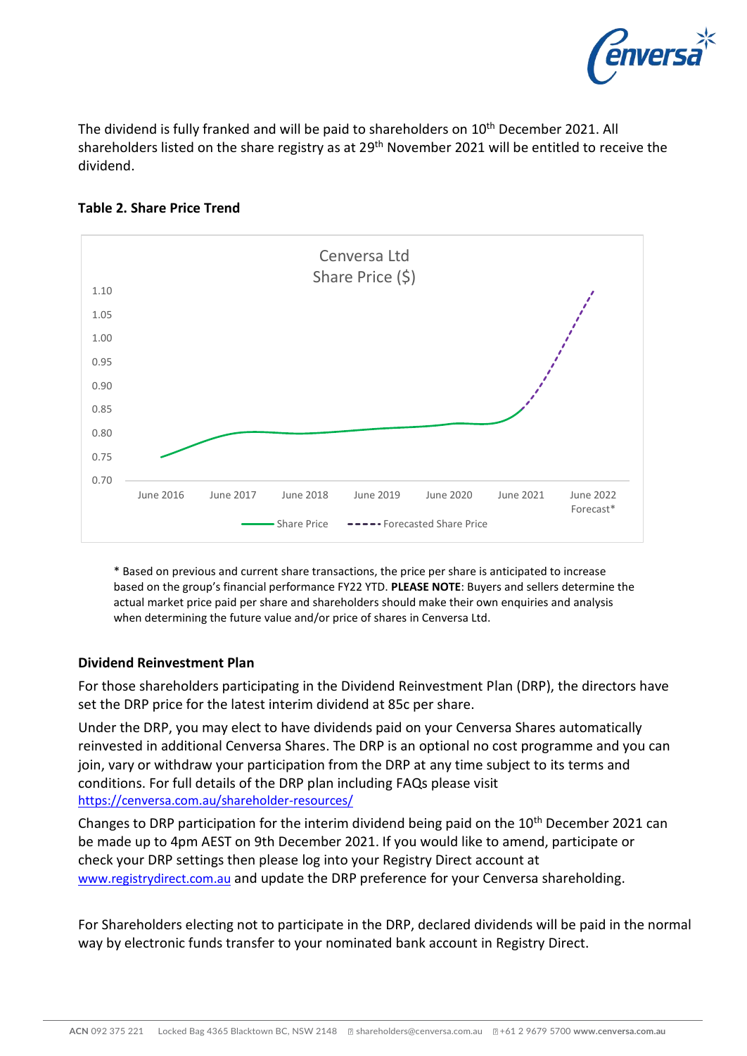The dividend is fully franked and will be paid to shareholders on 10th December 2021. All shareholders listed on the share registry as at 29th November 2021 will be entitled to receive the dividend.

**Table 2. Share Price Trend**

\* Based on previous and current share transactions, the price per share is anticipated to increase based on the group's financial performance FY22 YTD. **PLEASE NOTE**: Buyers and sellers determine the actual market price paid per share and shareholders should make their own enquiries and analysis when determining the future value and/or price of shares in Cenversa Ltd.

**Dividend Reinvestment Plan**

For those shareholders participating in the Dividend Reinvestment Plan (DRP), the directors have set the DRP price for the latest interim dividend at 85c per share.

Under the DRP, you may elect to have dividends paid on your Cenversa Shares automatically reinvested in additional Cenversa Shares. The DRP is an optional no cost programme and you can join, vary or withdraw your participation from the DRP at any time subject to its terms and conditions. For full details of the DRP plan including FAQs please visit https://cenversa.com.au/shareholder-resources/

Changes to DRP participation for the interim dividend being paid on the 10th December 2021 can be made up to 4pm AEST on 9th December 2021. If you would like to amend, participate or check your DRP settings then please log into your Registry Direct account at www.registrydirect.com.au and update the DRP preference for your Cenversa shareholding.

For Shareholders electing not to participate in the DRP, declared dividends will be paid in the normal way by electronic funds transfer to your nominated bank account in Registry Direct.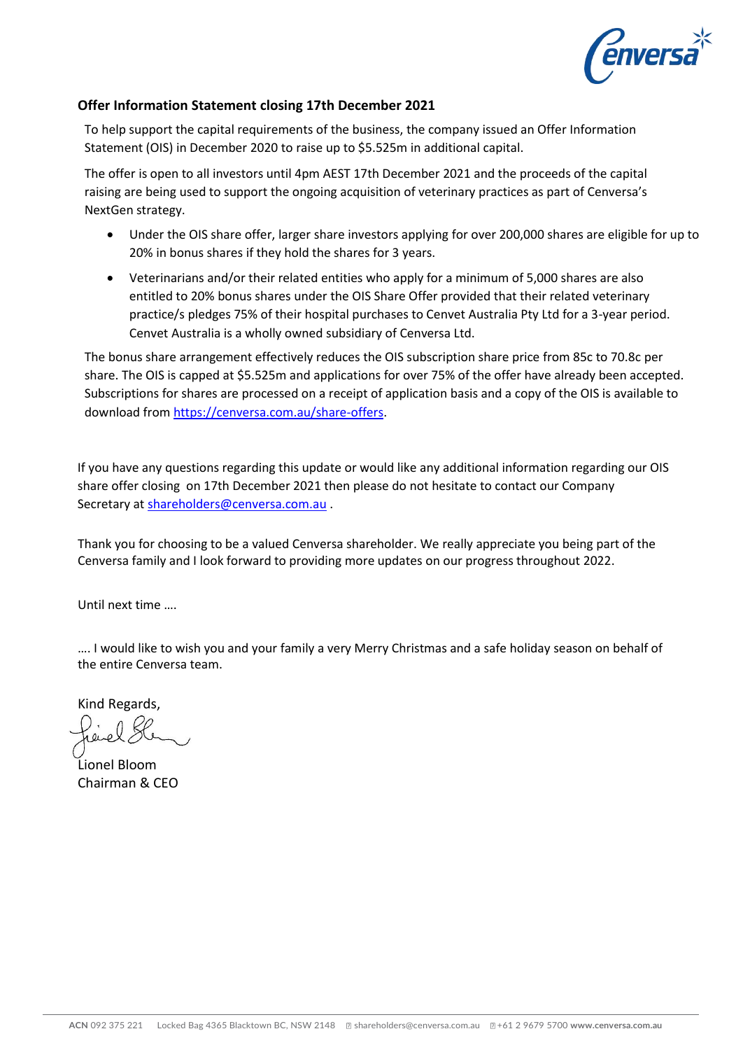**Offer Information Statement closing 17th December 2021**

To help support the capital requirements of the business, the company issued an Offer Information Statement (OIS) in December 2020 to raise up to $5.525m in additional capital.

The offer is open to all investors until 4pm AEST 17th December 2021 and the proceeds of the capital raising are being used to support the ongoing acquisition of veterinary practices as part of Cenversa's NextGen strategy.

- Under the OIS share offer, larger share investors applying for over 200,000 shares are eligible for up to 20% in bonus shares if they hold the shares for 3 years.
- Veterinarians and/or their related entities who apply for a minimum of 5,000 shares are also entitled to 20% bonus shares under the OIS Share Offer provided that their related veterinary practice/s pledges 75% of their hospital purchases to Cenvet Australia Pty Ltd for a 3-year period. Cenvet Australia is a wholly owned subsidiary of Cenversa Ltd.

The bonus share arrangement effectively reduces the OIS subscription share price from 85c to 70.8c per share. The OIS is capped at $5.525m and applications for over 75% of the offer have already been accepted. Subscriptions for shares are processed on a receipt of application basis and a copy of the OIS is available to download from https://cenversa.com.au/share-offers.

If you have any questions regarding this update or would like any additional information regarding our OIS share offer closing on 17th December 2021 then please do not hesitate to contact our Company Secretary at shareholders@cenversa.com.au .

Thank you for choosing to be a valued Cenversa shareholder. We really appreciate you being part of the Cenversa family and I look forward to providing more updates on our progress throughout 2022.

Until next time ….

…. I would like to wish you and your family a very Merry Christmas and a safe holiday season on behalf of the entire Cenversa team.

Kind Regards,

Lionel Bloom
Chairman & CEO

ACN 092 375 221 Locked Bag 4365 Blacktown BC, NSW 2148 shareholders@cenversa.com.au +61 2 9679 5700 www.cenversa.com.au